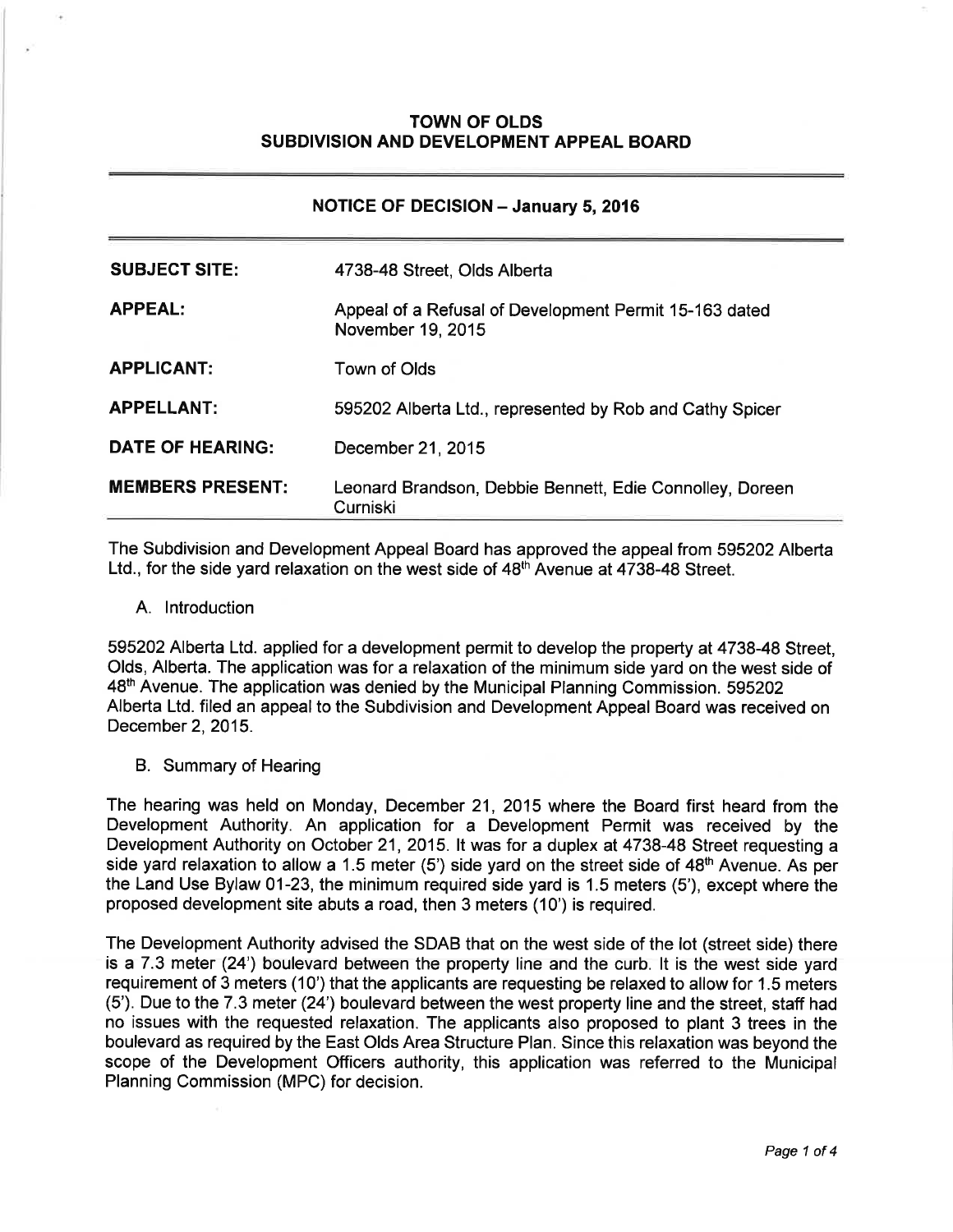# TOWN OF OLDS
## SUBDIVISION AND DEVELOPMENT APPEAL BOARD

### NOTICE OF DECISION – January 5, 2016

| | |
|---|---|
| **SUBJECT SITE:** | 4738-48 Street, Olds Alberta |
| **APPEAL:** | Appeal of a Refusal of Development Permit 15-163 dated November 19, 2015 |
| **APPLICANT:** | Town of Olds |
| **APPELLANT:** | 595202 Alberta Ltd., represented by Rob and Cathy Spicer |
| **DATE OF HEARING:** | December 21, 2015 |
| **MEMBERS PRESENT:** | Leonard Brandson, Debbie Bennett, Edie Connolley, Doreen Curniski |

The Subdivision and Development Appeal Board has approved the appeal from 595202 Alberta Ltd., for the side yard relaxation on the west side of 48th Avenue at 4738-48 Street.

A. Introduction

595202 Alberta Ltd. applied for a development permit to develop the property at 4738-48 Street, Olds, Alberta. The application was for a relaxation of the minimum side yard on the west side of 48th Avenue. The application was denied by the Municipal Planning Commission. 595202 Alberta Ltd. filed an appeal to the Subdivision and Development Appeal Board was received on December 2, 2015.

B. Summary of Hearing

The hearing was held on Monday, December 21, 2015 where the Board first heard from the Development Authority. An application for a Development Permit was received by the Development Authority on October 21, 2015. It was for a duplex at 4738-48 Street requesting a side yard relaxation to allow a 1.5 meter (5') side yard on the street side of 48th Avenue. As per the Land Use Bylaw 01-23, the minimum required side yard is 1.5 meters (5'), except where the proposed development site abuts a road, then 3 meters (10') is required.

The Development Authority advised the SDAB that on the west side of the lot (street side) there is a 7.3 meter (24') boulevard between the property line and the curb. It is the west side yard requirement of 3 meters (10') that the applicants are requesting be relaxed to allow for 1.5 meters (5'). Due to the 7.3 meter (24') boulevard between the west property line and the street, staff had no issues with the requested relaxation. The applicants also proposed to plant 3 trees in the boulevard as required by the East Olds Area Structure Plan. Since this relaxation was beyond the scope of the Development Officers authority, this application was referred to the Municipal Planning Commission (MPC) for decision.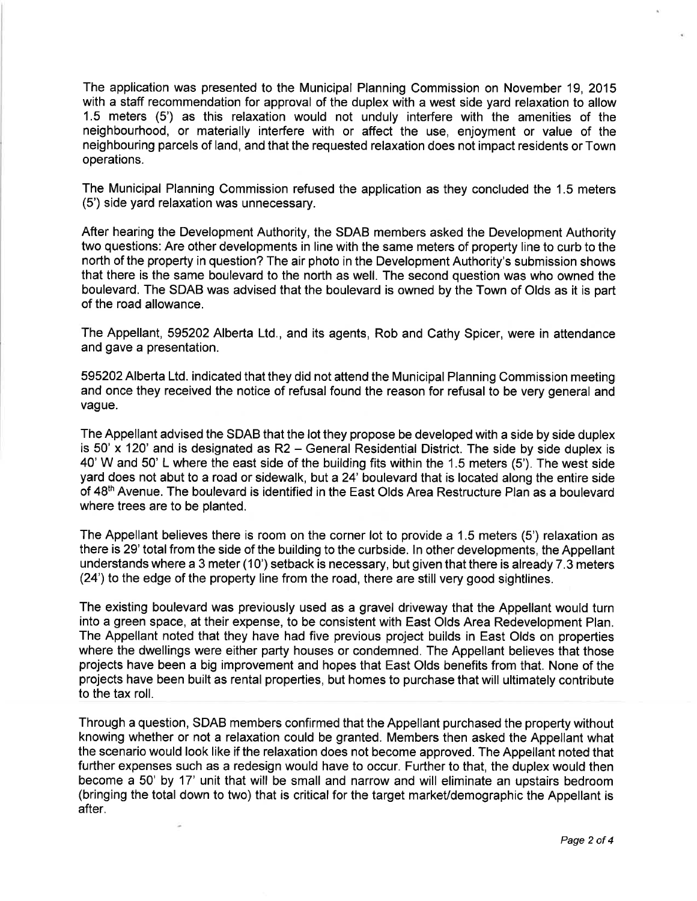The application was presented to the Municipal Planning Commission on November 19, 2015 with a staff recommendation for approval of the duplex with a west side yard relaxation to allow 1.5 meters (5') as this relaxation would not unduly interfere with the amenities of the neighbourhood, or materially interfere with or affect the use, enjoyment or value of the neighbouring parcels of land, and that the requested relaxation does not impact residents or Town operations.

The Municipal Planning Commission refused the application as they concluded the 1.5 meters (5') side yard relaxation was unnecessary.

After hearing the Development Authority, the SDAB members asked the Development Authority two questions: Are other developments in line with the same meters of property line to curb to the north of the property in question? The air photo in the Development Authority's submission shows that there is the same boulevard to the north as well. The second question was who owned the boulevard. The SDAB was advised that the boulevard is owned by the Town of Olds as it is part of the road allowance.

The Appellant, 595202 Alberta Ltd., and its agents, Rob and Cathy Spicer, were in attendance and gave a presentation.

595202 Alberta Ltd. indicated that they did not attend the Municipal Planning Commission meeting and once they received the notice of refusal found the reason for refusal to be very general and vague.

The Appellant advised the SDAB that the lot they propose be developed with a side by side duplex is 50' x 120' and is designated as R2 – General Residential District. The side by side duplex is 40' W and 50' L where the east side of the building fits within the 1.5 meters (5'). The west side yard does not abut to a road or sidewalk, but a 24' boulevard that is located along the entire side of 48th Avenue. The boulevard is identified in the East Olds Area Restructure Plan as a boulevard where trees are to be planted.

The Appellant believes there is room on the corner lot to provide a 1.5 meters (5') relaxation as there is 29' total from the side of the building to the curbside. In other developments, the Appellant understands where a 3 meter (10') setback is necessary, but given that there is already 7.3 meters (24') to the edge of the property line from the road, there are still very good sightlines.

The existing boulevard was previously used as a gravel driveway that the Appellant would turn into a green space, at their expense, to be consistent with East Olds Area Redevelopment Plan. The Appellant noted that they have had five previous project builds in East Olds on properties where the dwellings were either party houses or condemned. The Appellant believes that those projects have been a big improvement and hopes that East Olds benefits from that. None of the projects have been built as rental properties, but homes to purchase that will ultimately contribute to the tax roll.

Through a question, SDAB members confirmed that the Appellant purchased the property without knowing whether or not a relaxation could be granted. Members then asked the Appellant what the scenario would look like if the relaxation does not become approved. The Appellant noted that further expenses such as a redesign would have to occur. Further to that, the duplex would then become a 50' by 17' unit that will be small and narrow and will eliminate an upstairs bedroom (bringing the total down to two) that is critical for the target market/demographic the Appellant is after.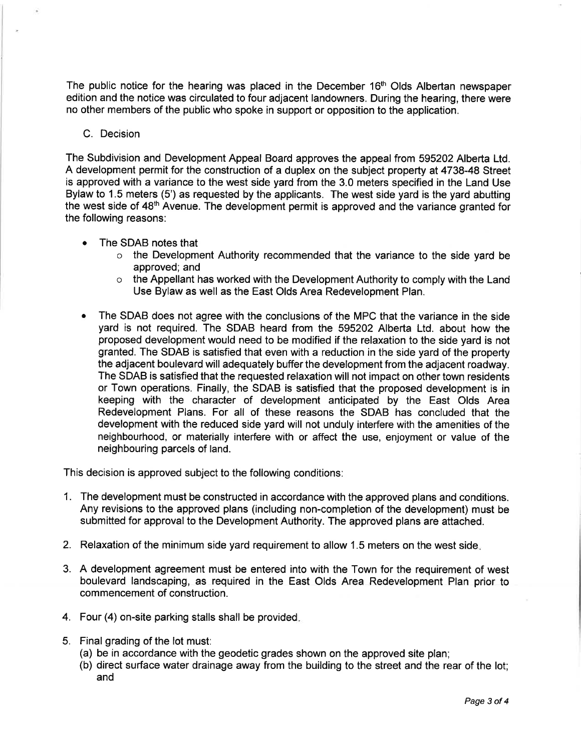The public notice for the hearing was placed in the December 16th Olds Albertan newspaper edition and the notice was circulated to four adjacent landowners. During the hearing, there were no other members of the public who spoke in support or opposition to the application.

## C. Decision

The Subdivision and Development Appeal Board approves the appeal from 595202 Alberta Ltd. A development permit for the construction of a duplex on the subject property at 4738-48 Street is approved with a variance to the west side yard from the 3.0 meters specified in the Land Use Bylaw to 1.5 meters (5') as requested by the applicants. The west side yard is the yard abutting the west side of 48th Avenue. The development permit is approved and the variance granted for the following reasons:

- The SDAB notes that
  - the Development Authority recommended that the variance to the side yard be approved; and
  - the Appellant has worked with the Development Authority to comply with the Land Use Bylaw as well as the East Olds Area Redevelopment Plan.
- The SDAB does not agree with the conclusions of the MPC that the variance in the side yard is not required. The SDAB heard from the 595202 Alberta Ltd. about how the proposed development would need to be modified if the relaxation to the side yard is not granted. The SDAB is satisfied that even with a reduction in the side yard of the property the adjacent boulevard will adequately buffer the development from the adjacent roadway. The SDAB is satisfied that the requested relaxation will not impact on other town residents or Town operations. Finally, the SDAB is satisfied that the proposed development is in keeping with the character of development anticipated by the East Olds Area Redevelopment Plans. For all of these reasons the SDAB has concluded that the development with the reduced side yard will not unduly interfere with the amenities of the neighbourhood, or materially interfere with or affect the use, enjoyment or value of the neighbouring parcels of land.

This decision is approved subject to the following conditions:

1. The development must be constructed in accordance with the approved plans and conditions. Any revisions to the approved plans (including non-completion of the development) must be submitted for approval to the Development Authority. The approved plans are attached.
2. Relaxation of the minimum side yard requirement to allow 1.5 meters on the west side.
3. A development agreement must be entered into with the Town for the requirement of west boulevard landscaping, as required in the East Olds Area Redevelopment Plan prior to commencement of construction.
4. Four (4) on-site parking stalls shall be provided.
5. Final grading of the lot must:
   (a) be in accordance with the geodetic grades shown on the approved site plan;
   (b) direct surface water drainage away from the building to the street and the rear of the lot; and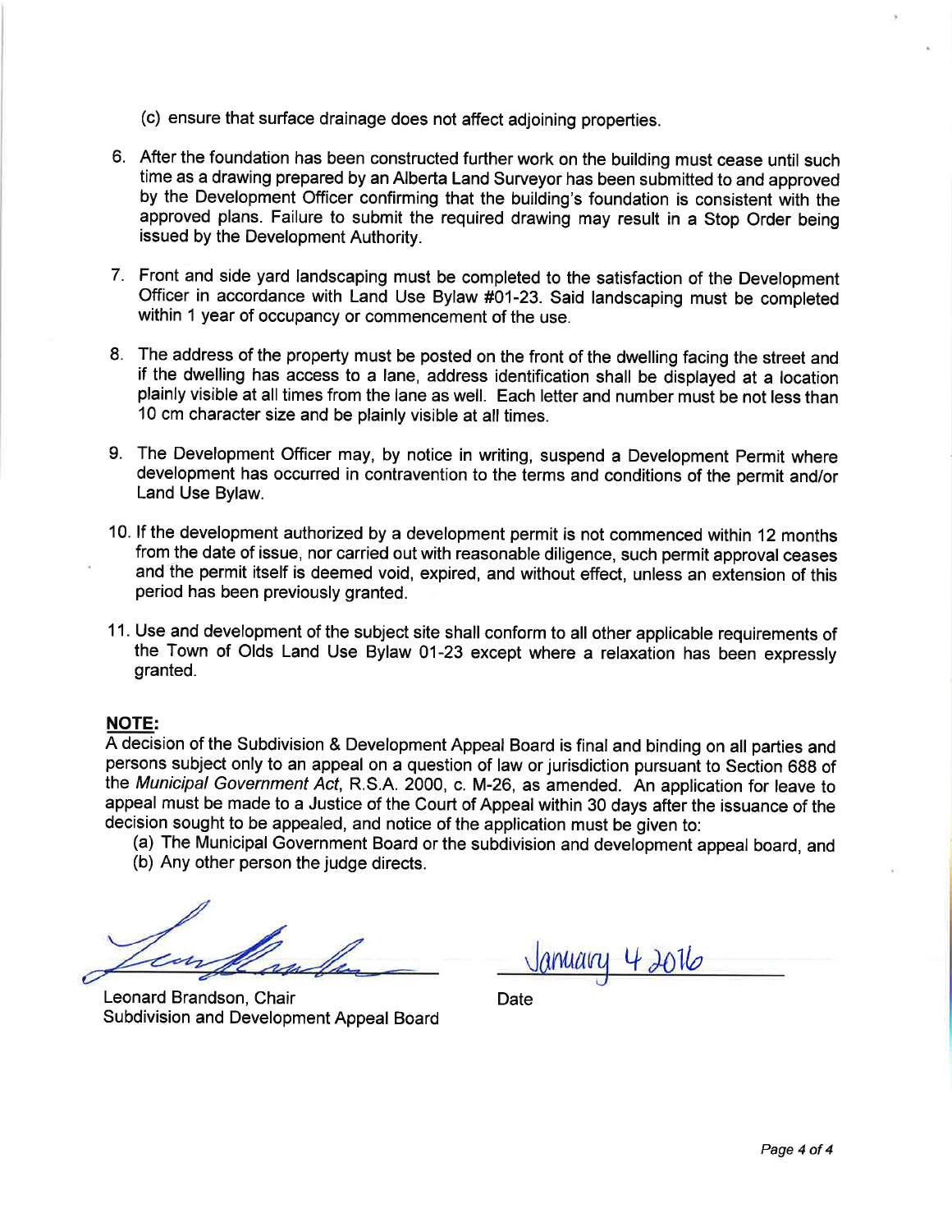(c) ensure that surface drainage does not affect adjoining properties.

6. After the foundation has been constructed further work on the building must cease until such time as a drawing prepared by an Alberta Land Surveyor has been submitted to and approved by the Development Officer confirming that the building's foundation is consistent with the approved plans. Failure to submit the required drawing may result in a Stop Order being issued by the Development Authority.

7. Front and side yard landscaping must be completed to the satisfaction of the Development Officer in accordance with Land Use Bylaw #01-23. Said landscaping must be completed within 1 year of occupancy or commencement of the use.

8. The address of the property must be posted on the front of the dwelling facing the street and if the dwelling has access to a lane, address identification shall be displayed at a location plainly visible at all times from the lane as well. Each letter and number must be not less than 10 cm character size and be plainly visible at all times.

9. The Development Officer may, by notice in writing, suspend a Development Permit where development has occurred in contravention to the terms and conditions of the permit and/or Land Use Bylaw.

10. If the development authorized by a development permit is not commenced within 12 months from the date of issue, nor carried out with reasonable diligence, such permit approval ceases and the permit itself is deemed void, expired, and without effect, unless an extension of this period has been previously granted.

11. Use and development of the subject site shall conform to all other applicable requirements of the Town of Olds Land Use Bylaw 01-23 except where a relaxation has been expressly granted.

**NOTE:**

A decision of the Subdivision & Development Appeal Board is final and binding on all parties and persons subject only to an appeal on a question of law or jurisdiction pursuant to Section 688 of the *Municipal Government Act*, R.S.A. 2000, c. M-26, as amended. An application for leave to appeal must be made to a Justice of the Court of Appeal within 30 days after the issuance of the decision sought to be appealed, and notice of the application must be given to:

(a) The Municipal Government Board or the subdivision and development appeal board, and
(b) Any other person the judge directs.

Leonard Brandson, Chair
Subdivision and Development Appeal Board

January 4 2016
Date